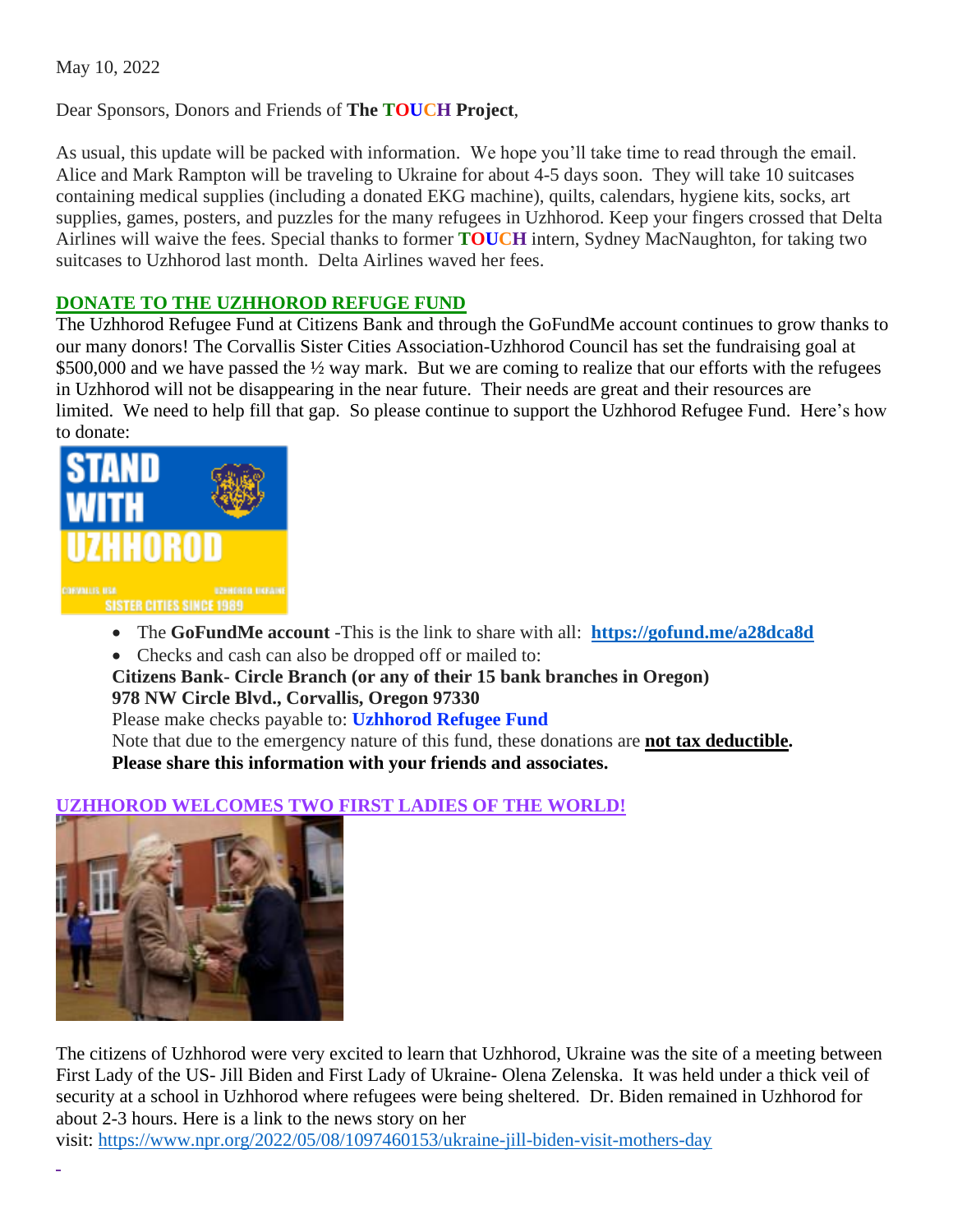May 10, 2022

Dear Sponsors, Donors and Friends of **The TOUCH Project**,

As usual, this update will be packed with information. We hope you'll take time to read through the email. Alice and Mark Rampton will be traveling to Ukraine for about 4-5 days soon. They will take 10 suitcases containing medical supplies (including a donated EKG machine), quilts, calendars, hygiene kits, socks, art supplies, games, posters, and puzzles for the many refugees in Uzhhorod. Keep your fingers crossed that Delta Airlines will waive the fees. Special thanks to former **TOUCH** intern, Sydney MacNaughton, for taking two suitcases to Uzhhorod last month. Delta Airlines waved her fees.

## DONATE TO THE UZHHOROD REFUGE FUND

The Uzhhorod Refugee Fund at Citizens Bank and through the GoFundMe account continues to grow thanks to our many donors! The Corvallis Sister Cities Association-Uzhhorod Council has set the fundraising goal at $500,000 and we have passed the ½ way mark. But we are coming to realize that our efforts with the refugees in Uzhhorod will not be disappearing in the near future. Their needs are great and their resources are limited. We need to help fill that gap. So please continue to support the Uzhhorod Refugee Fund. Here's how to donate:

- The **GoFundMe account** -This is the link to share with all: **https://gofund.me/a28dca8d**
- Checks and cash can also be dropped off or mailed to:

**Citizens Bank- Circle Branch (or any of their 15 bank branches in Oregon)**
**978 NW Circle Blvd., Corvallis, Oregon 97330**
Please make checks payable to: **Uzhhorod Refugee Fund**
Note that due to the emergency nature of this fund, these donations are **not tax deductible.**
**Please share this information with your friends and associates.**

## UZHHOROD WELCOMES TWO FIRST LADIES OF THE WORLD!

The citizens of Uzhhorod were very excited to learn that Uzhhorod, Ukraine was the site of a meeting between First Lady of the US- Jill Biden and First Lady of Ukraine- Olena Zelenska. It was held under a thick veil of security at a school in Uzhhorod where refugees were being sheltered. Dr. Biden remained in Uzhhorod for about 2-3 hours. Here is a link to the news story on her visit: https://www.npr.org/2022/05/08/1097460153/ukraine-jill-biden-visit-mothers-day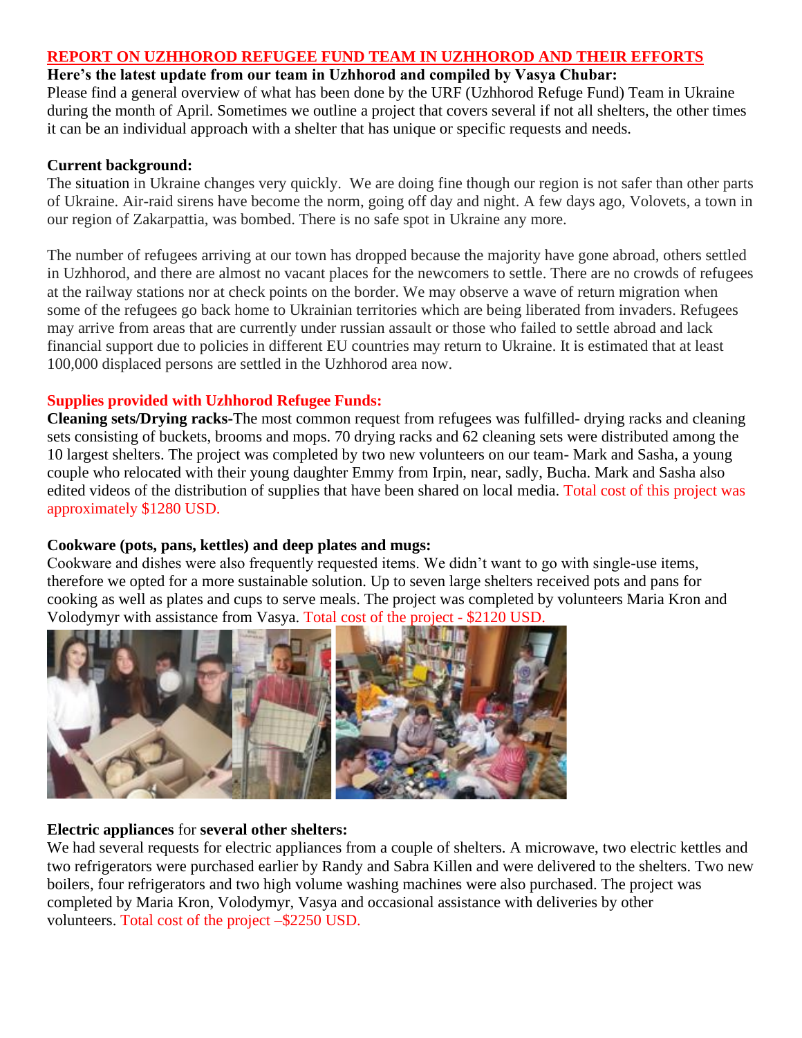## REPORT ON UZHHOROD REFUGEE FUND TEAM IN UZHHOROD AND THEIR EFFORTS

**Here's the latest update from our team in Uzhhorod and compiled by Vasya Chubar:**

Please find a general overview of what has been done by the URF (Uzhhorod Refuge Fund) Team in Ukraine during the month of April. Sometimes we outline a project that covers several if not all shelters, the other times it can be an individual approach with a shelter that has unique or specific requests and needs.

**Current background:**

The situation in Ukraine changes very quickly. We are doing fine though our region is not safer than other parts of Ukraine. Air-raid sirens have become the norm, going off day and night. A few days ago, Volovets, a town in our region of Zakarpattia, was bombed. There is no safe spot in Ukraine any more.

The number of refugees arriving at our town has dropped because the majority have gone abroad, others settled in Uzhhorod, and there are almost no vacant places for the newcomers to settle. There are no crowds of refugees at the railway stations nor at check points on the border. We may observe a wave of return migration when some of the refugees go back home to Ukrainian territories which are being liberated from invaders. Refugees may arrive from areas that are currently under russian assault or those who failed to settle abroad and lack financial support due to policies in different EU countries may return to Ukraine. It is estimated that at least 100,000 displaced persons are settled in the Uzhhorod area now.

**Supplies provided with Uzhhorod Refugee Funds:**

**Cleaning sets/Drying racks**-The most common request from refugees was fulfilled- drying racks and cleaning sets consisting of buckets, brooms and mops. 70 drying racks and 62 cleaning sets were distributed among the 10 largest shelters. The project was completed by two new volunteers on our team- Mark and Sasha, a young couple who relocated with their young daughter Emmy from Irpin, near, sadly, Bucha. Mark and Sasha also edited videos of the distribution of supplies that have been shared on local media. Total cost of this project was approximately $1280 USD.

**Cookware (pots, pans, kettles) and deep plates and mugs:**

Cookware and dishes were also frequently requested items. We didn't want to go with single-use items, therefore we opted for a more sustainable solution. Up to seven large shelters received pots and pans for cooking as well as plates and cups to serve meals. The project was completed by volunteers Maria Kron and Volodymyr with assistance from Vasya. Total cost of the project - $2120 USD.

**Electric appliances** for **several other shelters:**

We had several requests for electric appliances from a couple of shelters. A microwave, two electric kettles and two refrigerators were purchased earlier by Randy and Sabra Killen and were delivered to the shelters. Two new boilers, four refrigerators and two high volume washing machines were also purchased. The project was completed by Maria Kron, Volodymyr, Vasya and occasional assistance with deliveries by other volunteers. Total cost of the project –$2250 USD.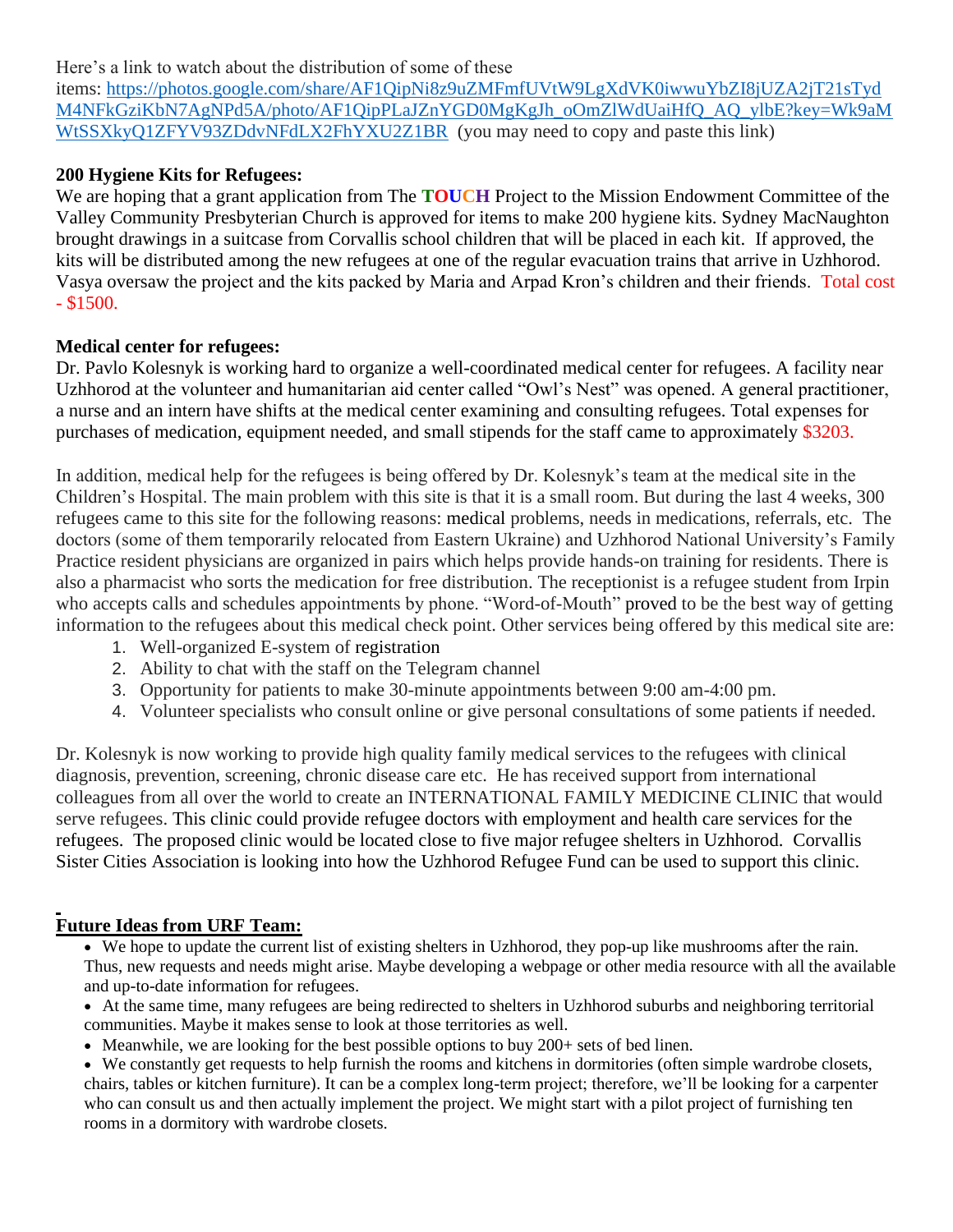Here's a link to watch about the distribution of some of these items: https://photos.google.com/share/AF1QipNi8z9uZMFmfUVtW9LgXdVK0iwwuYbZI8jUZA2jT21sTydM4NFkGziKbN7AgNPd5A/photo/AF1QipPLaJZnYGD0MgKgJh_oOmZlWdUaiHfQ_AQ_ylbE?key=Wk9aMWtSSXkyQ1ZFYV93ZDdvNFdLX2FhYXU2Z1BR (you may need to copy and paste this link)

**200 Hygiene Kits for Refugees:**

We are hoping that a grant application from The **TOUCH** Project to the Mission Endowment Committee of the Valley Community Presbyterian Church is approved for items to make 200 hygiene kits. Sydney MacNaughton brought drawings in a suitcase from Corvallis school children that will be placed in each kit. If approved, the kits will be distributed among the new refugees at one of the regular evacuation trains that arrive in Uzhhorod. Vasya oversaw the project and the kits packed by Maria and Arpad Kron's children and their friends. Total cost - $1500.

**Medical center for refugees:**

Dr. Pavlo Kolesnyk is working hard to organize a well-coordinated medical center for refugees. A facility near Uzhhorod at the volunteer and humanitarian aid center called "Owl's Nest" was opened. A general practitioner, a nurse and an intern have shifts at the medical center examining and consulting refugees. Total expenses for purchases of medication, equipment needed, and small stipends for the staff came to approximately $3203.

In addition, medical help for the refugees is being offered by Dr. Kolesnyk's team at the medical site in the Children's Hospital. The main problem with this site is that it is a small room. But during the last 4 weeks, 300 refugees came to this site for the following reasons: medical problems, needs in medications, referrals, etc. The doctors (some of them temporarily relocated from Eastern Ukraine) and Uzhhorod National University's Family Practice resident physicians are organized in pairs which helps provide hands-on training for residents. There is also a pharmacist who sorts the medication for free distribution. The receptionist is a refugee student from Irpin who accepts calls and schedules appointments by phone. "Word-of-Mouth" proved to be the best way of getting information to the refugees about this medical check point. Other services being offered by this medical site are:

1. Well-organized E-system of registration
2. Ability to chat with the staff on the Telegram channel
3. Opportunity for patients to make 30-minute appointments between 9:00 am-4:00 pm.
4. Volunteer specialists who consult online or give personal consultations of some patients if needed.

Dr. Kolesnyk is now working to provide high quality family medical services to the refugees with clinical diagnosis, prevention, screening, chronic disease care etc. He has received support from international colleagues from all over the world to create an INTERNATIONAL FAMILY MEDICINE CLINIC that would serve refugees. This clinic could provide refugee doctors with employment and health care services for the refugees. The proposed clinic would be located close to five major refugee shelters in Uzhhorod. Corvallis Sister Cities Association is looking into how the Uzhhorod Refugee Fund can be used to support this clinic.

**Future Ideas from URF Team:**

- We hope to update the current list of existing shelters in Uzhhorod, they pop-up like mushrooms after the rain. Thus, new requests and needs might arise. Maybe developing a webpage or other media resource with all the available and up-to-date information for refugees.
- At the same time, many refugees are being redirected to shelters in Uzhhorod suburbs and neighboring territorial communities. Maybe it makes sense to look at those territories as well.
- Meanwhile, we are looking for the best possible options to buy 200+ sets of bed linen.
- We constantly get requests to help furnish the rooms and kitchens in dormitories (often simple wardrobe closets, chairs, tables or kitchen furniture). It can be a complex long-term project; therefore, we'll be looking for a carpenter who can consult us and then actually implement the project. We might start with a pilot project of furnishing ten rooms in a dormitory with wardrobe closets.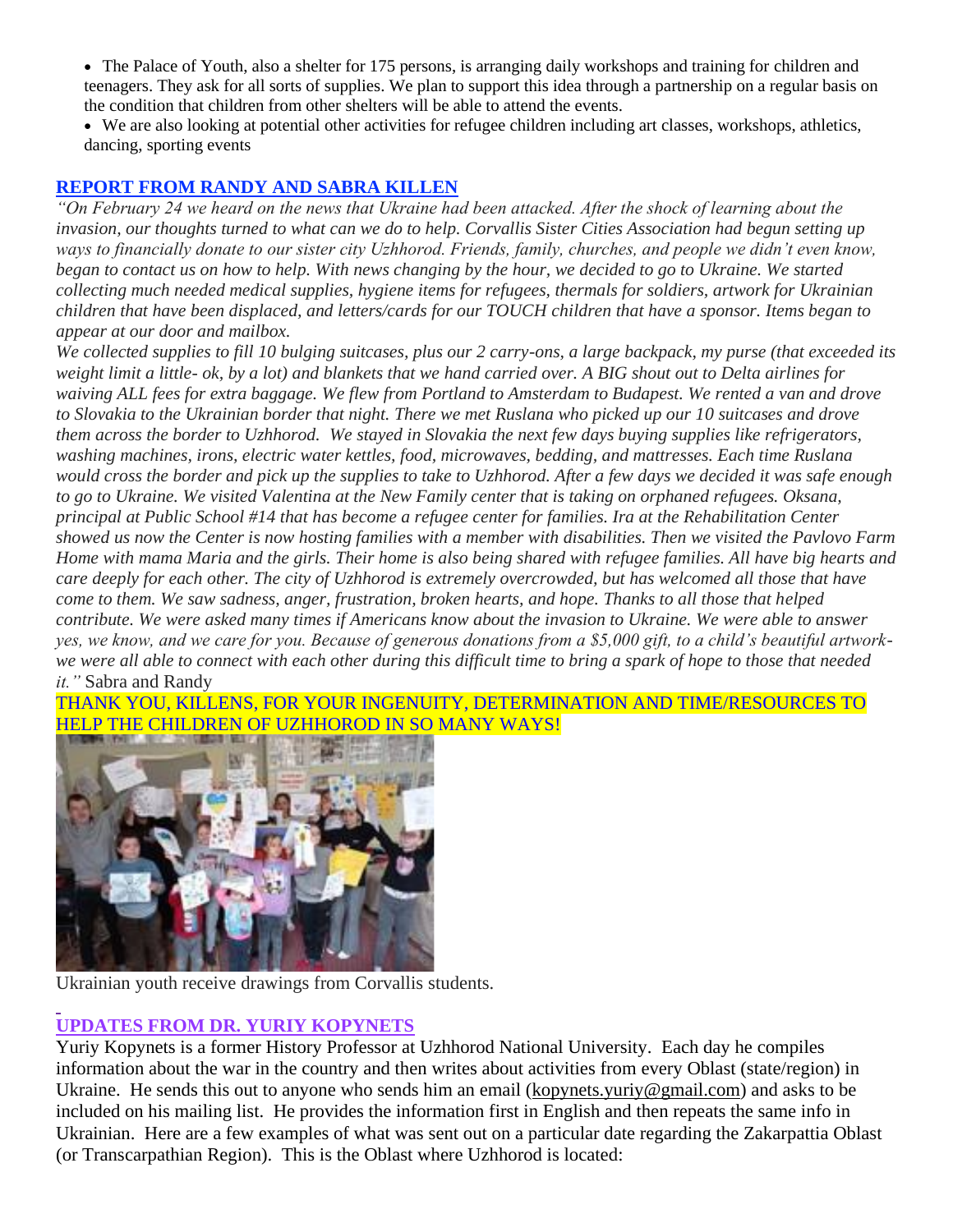- The Palace of Youth, also a shelter for 175 persons, is arranging daily workshops and training for children and teenagers. They ask for all sorts of supplies. We plan to support this idea through a partnership on a regular basis on the condition that children from other shelters will be able to attend the events.
- We are also looking at potential other activities for refugee children including art classes, workshops, athletics, dancing, sporting events

## REPORT FROM RANDY AND SABRA KILLEN

*"On February 24 we heard on the news that Ukraine had been attacked. After the shock of learning about the invasion, our thoughts turned to what can we do to help. Corvallis Sister Cities Association had begun setting up ways to financially donate to our sister city Uzhhorod. Friends, family, churches, and people we didn't even know, began to contact us on how to help. With news changing by the hour, we decided to go to Ukraine. We started collecting much needed medical supplies, hygiene items for refugees, thermals for soldiers, artwork for Ukrainian children that have been displaced, and letters/cards for our TOUCH children that have a sponsor. Items began to appear at our door and mailbox.*

*We collected supplies to fill 10 bulging suitcases, plus our 2 carry-ons, a large backpack, my purse (that exceeded its weight limit a little- ok, by a lot) and blankets that we hand carried over. A BIG shout out to Delta airlines for waiving ALL fees for extra baggage. We flew from Portland to Amsterdam to Budapest. We rented a van and drove to Slovakia to the Ukrainian border that night. There we met Ruslana who picked up our 10 suitcases and drove them across the border to Uzhhorod. We stayed in Slovakia the next few days buying supplies like refrigerators, washing machines, irons, electric water kettles, food, microwaves, bedding, and mattresses. Each time Ruslana would cross the border and pick up the supplies to take to Uzhhorod. After a few days we decided it was safe enough to go to Ukraine. We visited Valentina at the New Family center that is taking on orphaned refugees. Oksana, principal at Public School #14 that has become a refugee center for families. Ira at the Rehabilitation Center showed us now the Center is now hosting families with a member with disabilities. Then we visited the Pavlovo Farm Home with mama Maria and the girls. Their home is also being shared with refugee families. All have big hearts and care deeply for each other. The city of Uzhhorod is extremely overcrowded, but has welcomed all those that have come to them. We saw sadness, anger, frustration, broken hearts, and hope. Thanks to all those that helped contribute. We were asked many times if Americans know about the invasion to Ukraine. We were able to answer yes, we know, and we care for you. Because of generous donations from a $5,000 gift, to a child's beautiful artwork- we were all able to connect with each other during this difficult time to bring a spark of hope to those that needed it."* Sabra and Randy

THANK YOU, KILLENS, FOR YOUR INGENUITY, DETERMINATION AND TIME/RESOURCES TO HELP THE CHILDREN OF UZHHOROD IN SO MANY WAYS!

Ukrainian youth receive drawings from Corvallis students.

## UPDATES FROM DR. YURIY KOPYNETS

Yuriy Kopynets is a former History Professor at Uzhhorod National University. Each day he compiles information about the war in the country and then writes about activities from every Oblast (state/region) in Ukraine. He sends this out to anyone who sends him an email (kopynets.yuriy@gmail.com) and asks to be included on his mailing list. He provides the information first in English and then repeats the same info in Ukrainian. Here are a few examples of what was sent out on a particular date regarding the Zakarpattia Oblast (or Transcarpathian Region). This is the Oblast where Uzhhorod is located: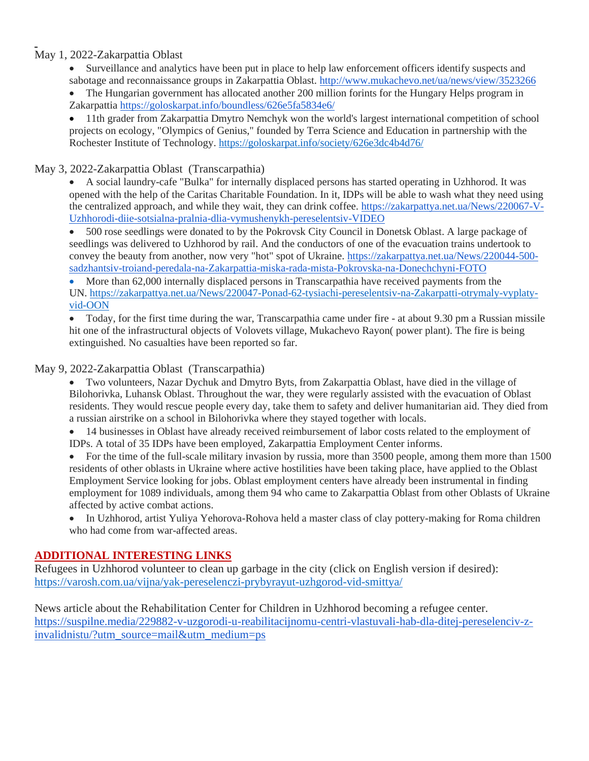May 1, 2022-Zakarpattia Oblast

- Surveillance and analytics have been put in place to help law enforcement officers identify suspects and sabotage and reconnaissance groups in Zakarpattia Oblast. http://www.mukachevo.net/ua/news/view/3523266
- The Hungarian government has allocated another 200 million forints for the Hungary Helps program in Zakarpattia https://goloskarpat.info/boundless/626e5fa5834e6/
- 11th grader from Zakarpattia Dmytro Nemchyk won the world's largest international competition of school projects on ecology, "Olympics of Genius," founded by Terra Science and Education in partnership with the Rochester Institute of Technology. https://goloskarpat.info/society/626e3dc4b4d76/

May 3, 2022-Zakarpattia Oblast (Transcarpathia)

- A social laundry-cafe "Bulka" for internally displaced persons has started operating in Uzhhorod. It was opened with the help of the Caritas Charitable Foundation. In it, IDPs will be able to wash what they need using the centralized approach, and while they wait, they can drink coffee. https://zakarpattya.net.ua/News/220067-V-Uzhhorodi-diie-sotsialna-pralnia-dlia-vymushenykh-pereselentsiv-VIDEO
- 500 rose seedlings were donated to by the Pokrovsk City Council in Donetsk Oblast. A large package of seedlings was delivered to Uzhhorod by rail. And the conductors of one of the evacuation trains undertook to convey the beauty from another, now very "hot" spot of Ukraine. https://zakarpattya.net.ua/News/220044-500-sadzhantsiv-troiand-peredala-na-Zakarpattia-miska-rada-mista-Pokrovska-na-Donechchyni-FOTO
- More than 62,000 internally displaced persons in Transcarpathia have received payments from the UN. https://zakarpattya.net.ua/News/220047-Ponad-62-tysiachi-pereselentsiv-na-Zakarpatti-otrymaly-vyplaty-vid-OON
- Today, for the first time during the war, Transcarpathia came under fire - at about 9.30 pm a Russian missile hit one of the infrastructural objects of Volovets village, Mukachevo Rayon( power plant). The fire is being extinguished. No casualties have been reported so far.

May 9, 2022-Zakarpattia Oblast (Transcarpathia)

- Two volunteers, Nazar Dychuk and Dmytro Byts, from Zakarpattia Oblast, have died in the village of Bilohorivka, Luhansk Oblast. Throughout the war, they were regularly assisted with the evacuation of Oblast residents. They would rescue people every day, take them to safety and deliver humanitarian aid. They died from a russian airstrike on a school in Bilohorivka where they stayed together with locals.
- 14 businesses in Oblast have already received reimbursement of labor costs related to the employment of IDPs. A total of 35 IDPs have been employed, Zakarpattia Employment Center informs.
- For the time of the full-scale military invasion by russia, more than 3500 people, among them more than 1500 residents of other oblasts in Ukraine where active hostilities have been taking place, have applied to the Oblast Employment Service looking for jobs. Oblast employment centers have already been instrumental in finding employment for 1089 individuals, among them 94 who came to Zakarpattia Oblast from other Oblasts of Ukraine affected by active combat actions.
- In Uzhhorod, artist Yuliya Yehorova-Rohova held a master class of clay pottery-making for Roma children who had come from war-affected areas.

## ADDITIONAL INTERESTING LINKS

Refugees in Uzhhorod volunteer to clean up garbage in the city (click on English version if desired): https://varosh.com.ua/vijna/yak-pereselenczi-prybyrayut-uzhgorod-vid-smittya/

News article about the Rehabilitation Center for Children in Uzhhorod becoming a refugee center. https://suspilne.media/229882-v-uzgorodi-u-reabilitacijnomu-centri-vlastuvali-hab-dla-ditej-pereselenciv-z-invalidnistu/?utm_source=mail&utm_medium=ps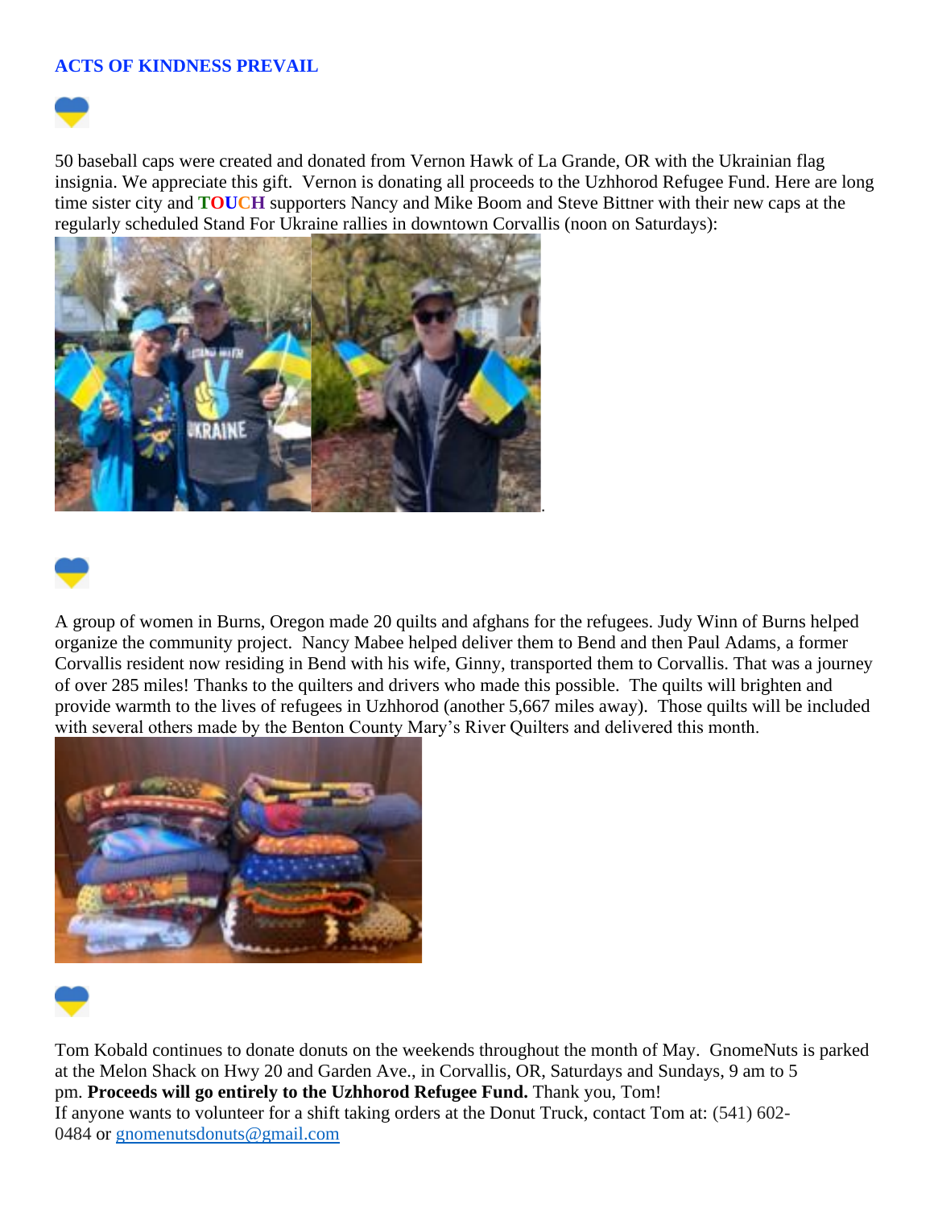**ACTS OF KINDNESS PREVAIL**

50 baseball caps were created and donated from Vernon Hawk of La Grande, OR with the Ukrainian flag insignia. We appreciate this gift. Vernon is donating all proceeds to the Uzhhorod Refugee Fund. Here are long time sister city and **TOUCH** supporters Nancy and Mike Boom and Steve Bittner with their new caps at the regularly scheduled Stand For Ukraine rallies in downtown Corvallis (noon on Saturdays):

A group of women in Burns, Oregon made 20 quilts and afghans for the refugees. Judy Winn of Burns helped organize the community project. Nancy Mabee helped deliver them to Bend and then Paul Adams, a former Corvallis resident now residing in Bend with his wife, Ginny, transported them to Corvallis. That was a journey of over 285 miles! Thanks to the quilters and drivers who made this possible. The quilts will brighten and provide warmth to the lives of refugees in Uzhhorod (another 5,667 miles away). Those quilts will be included with several others made by the Benton County Mary's River Quilters and delivered this month.

Tom Kobald continues to donate donuts on the weekends throughout the month of May. GnomeNuts is parked at the Melon Shack on Hwy 20 and Garden Ave., in Corvallis, OR, Saturdays and Sundays, 9 am to 5 pm. **Proceeds will go entirely to the Uzhhorod Refugee Fund.** Thank you, Tom!
If anyone wants to volunteer for a shift taking orders at the Donut Truck, contact Tom at: (541) 602-0484 or gnomenutsdonuts@gmail.com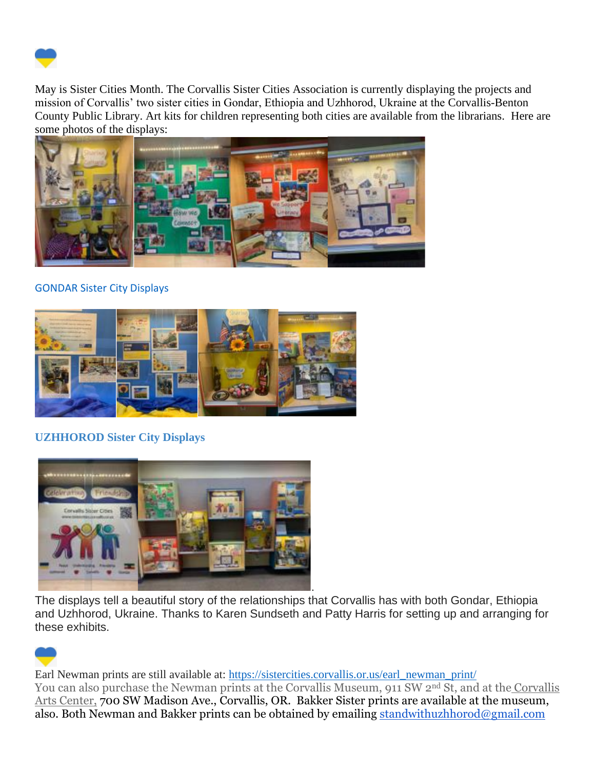May is Sister Cities Month. The Corvallis Sister Cities Association is currently displaying the projects and mission of Corvallis' two sister cities in Gondar, Ethiopia and Uzhhorod, Ukraine at the Corvallis-Benton County Public Library. Art kits for children representing both cities are available from the librarians. Here are some photos of the displays:

GONDAR Sister City Displays

**UZHHOROD Sister City Displays**

The displays tell a beautiful story of the relationships that Corvallis has with both Gondar, Ethiopia and Uzhhorod, Ukraine. Thanks to Karen Sundseth and Patty Harris for setting up and arranging for these exhibits.

Earl Newman prints are still available at: https://sistercities.corvallis.or.us/earl_newman_print/
You can also purchase the Newman prints at the Corvallis Museum, 911 SW 2nd St, and at the Corvallis Arts Center, 700 SW Madison Ave., Corvallis, OR. Bakker Sister prints are available at the museum, also. Both Newman and Bakker prints can be obtained by emailing standwithuzhhorod@gmail.com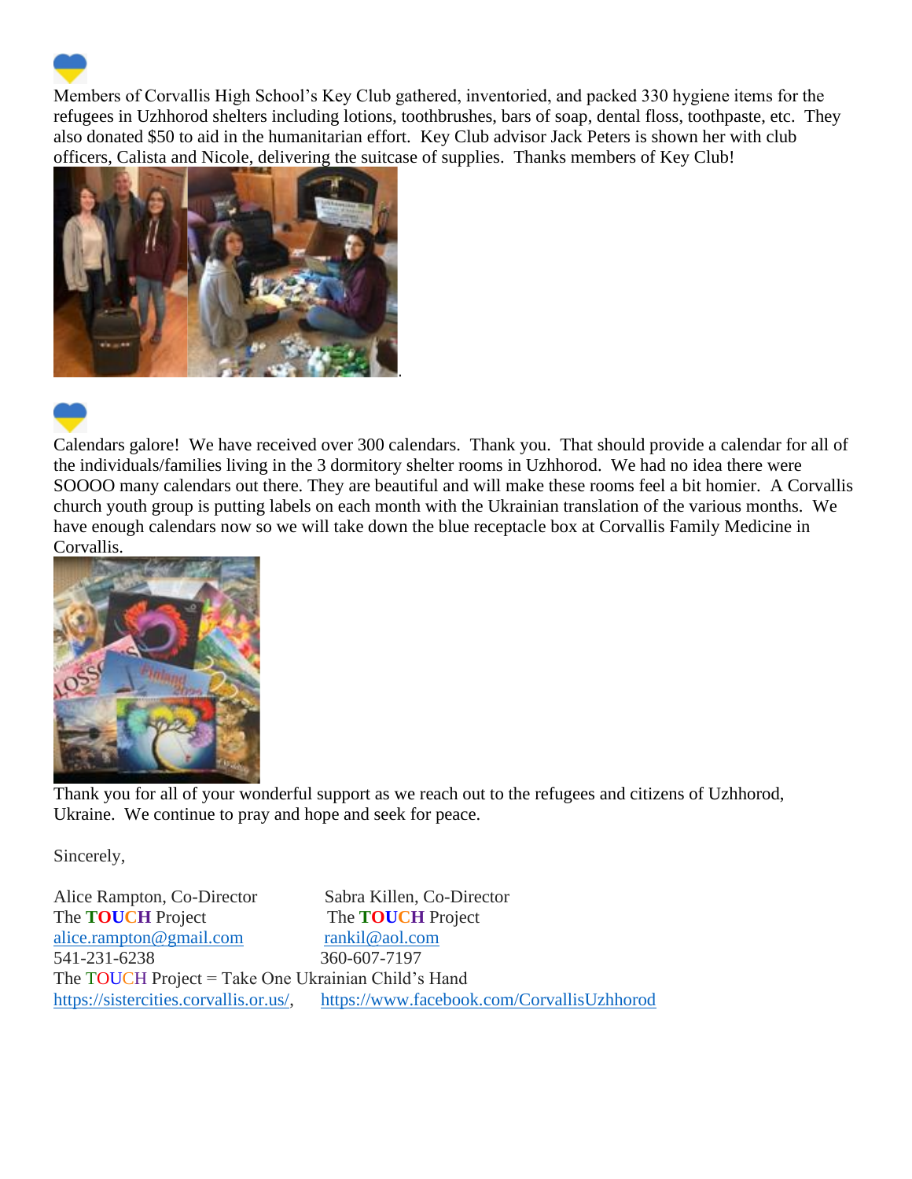💙💛

Members of Corvallis High School's Key Club gathered, inventoried, and packed 330 hygiene items for the refugees in Uzhhorod shelters including lotions, toothbrushes, bars of soap, dental floss, toothpaste, etc. They also donated $50 to aid in the humanitarian effort. Key Club advisor Jack Peters is shown her with club officers, Calista and Nicole, delivering the suitcase of supplies. Thanks members of Key Club!

💙💛

Calendars galore! We have received over 300 calendars. Thank you. That should provide a calendar for all of the individuals/families living in the 3 dormitory shelter rooms in Uzhhorod. We had no idea there were SOOOO many calendars out there. They are beautiful and will make these rooms feel a bit homier. A Corvallis church youth group is putting labels on each month with the Ukrainian translation of the various months. We have enough calendars now so we will take down the blue receptacle box at Corvallis Family Medicine in Corvallis.

Thank you for all of your wonderful support as we reach out to the refugees and citizens of Uzhhorod, Ukraine. We continue to pray and hope and seek for peace.

Sincerely,

Alice Rampton, Co-Director
The **TOUCH** Project
alice.rampton@gmail.com
541-231-6238

Sabra Killen, Co-Director
The **TOUCH** Project
rankil@aol.com
360-607-7197

The TOUCH Project = Take One Ukrainian Child's Hand
https://sistercities.corvallis.or.us/, https://www.facebook.com/CorvallisUzhhorod